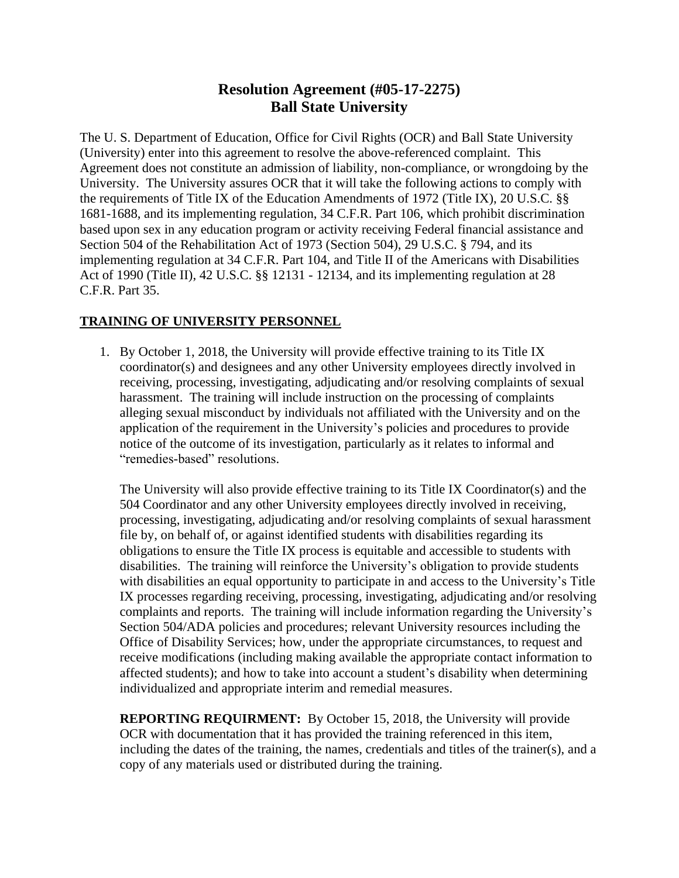# Resolution Agreement (#05-17-2275)
# Ball State University

The U. S. Department of Education, Office for Civil Rights (OCR) and Ball State University (University) enter into this agreement to resolve the above-referenced complaint. This Agreement does not constitute an admission of liability, non-compliance, or wrongdoing by the University. The University assures OCR that it will take the following actions to comply with the requirements of Title IX of the Education Amendments of 1972 (Title IX), 20 U.S.C. §§ 1681-1688, and its implementing regulation, 34 C.F.R. Part 106, which prohibit discrimination based upon sex in any education program or activity receiving Federal financial assistance and Section 504 of the Rehabilitation Act of 1973 (Section 504), 29 U.S.C. § 794, and its implementing regulation at 34 C.F.R. Part 104, and Title II of the Americans with Disabilities Act of 1990 (Title II), 42 U.S.C. §§ 12131 - 12134, and its implementing regulation at 28 C.F.R. Part 35.

## TRAINING OF UNIVERSITY PERSONNEL

1. By October 1, 2018, the University will provide effective training to its Title IX coordinator(s) and designees and any other University employees directly involved in receiving, processing, investigating, adjudicating and/or resolving complaints of sexual harassment. The training will include instruction on the processing of complaints alleging sexual misconduct by individuals not affiliated with the University and on the application of the requirement in the University's policies and procedures to provide notice of the outcome of its investigation, particularly as it relates to informal and "remedies-based" resolutions.

   The University will also provide effective training to its Title IX Coordinator(s) and the 504 Coordinator and any other University employees directly involved in receiving, processing, investigating, adjudicating and/or resolving complaints of sexual harassment file by, on behalf of, or against identified students with disabilities regarding its obligations to ensure the Title IX process is equitable and accessible to students with disabilities. The training will reinforce the University's obligation to provide students with disabilities an equal opportunity to participate in and access to the University's Title IX processes regarding receiving, processing, investigating, adjudicating and/or resolving complaints and reports. The training will include information regarding the University's Section 504/ADA policies and procedures; relevant University resources including the Office of Disability Services; how, under the appropriate circumstances, to request and receive modifications (including making available the appropriate contact information to affected students); and how to take into account a student's disability when determining individualized and appropriate interim and remedial measures.

   **REPORTING REQUIRMENT:** By October 15, 2018, the University will provide OCR with documentation that it has provided the training referenced in this item, including the dates of the training, the names, credentials and titles of the trainer(s), and a copy of any materials used or distributed during the training.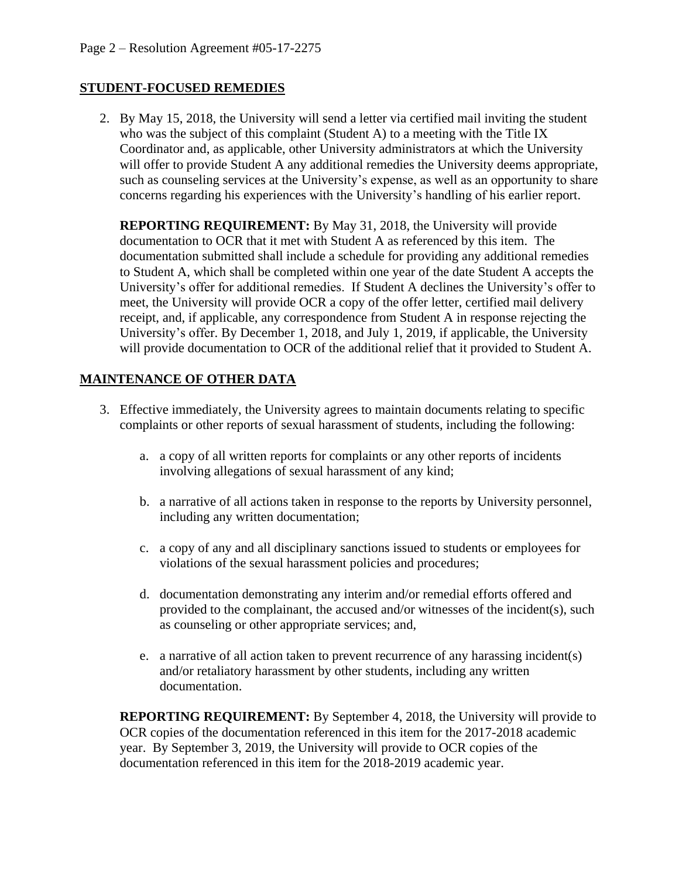## STUDENT-FOCUSED REMEDIES

2. By May 15, 2018, the University will send a letter via certified mail inviting the student who was the subject of this complaint (Student A) to a meeting with the Title IX Coordinator and, as applicable, other University administrators at which the University will offer to provide Student A any additional remedies the University deems appropriate, such as counseling services at the University's expense, as well as an opportunity to share concerns regarding his experiences with the University's handling of his earlier report.

   **REPORTING REQUIREMENT:** By May 31, 2018, the University will provide documentation to OCR that it met with Student A as referenced by this item. The documentation submitted shall include a schedule for providing any additional remedies to Student A, which shall be completed within one year of the date Student A accepts the University's offer for additional remedies. If Student A declines the University's offer to meet, the University will provide OCR a copy of the offer letter, certified mail delivery receipt, and, if applicable, any correspondence from Student A in response rejecting the University's offer. By December 1, 2018, and July 1, 2019, if applicable, the University will provide documentation to OCR of the additional relief that it provided to Student A.

## MAINTENANCE OF OTHER DATA

3. Effective immediately, the University agrees to maintain documents relating to specific complaints or other reports of sexual harassment of students, including the following:

   a. a copy of all written reports for complaints or any other reports of incidents involving allegations of sexual harassment of any kind;

   b. a narrative of all actions taken in response to the reports by University personnel, including any written documentation;

   c. a copy of any and all disciplinary sanctions issued to students or employees for violations of the sexual harassment policies and procedures;

   d. documentation demonstrating any interim and/or remedial efforts offered and provided to the complainant, the accused and/or witnesses of the incident(s), such as counseling or other appropriate services; and,

   e. a narrative of all action taken to prevent recurrence of any harassing incident(s) and/or retaliatory harassment by other students, including any written documentation.

   **REPORTING REQUIREMENT:** By September 4, 2018, the University will provide to OCR copies of the documentation referenced in this item for the 2017-2018 academic year. By September 3, 2019, the University will provide to OCR copies of the documentation referenced in this item for the 2018-2019 academic year.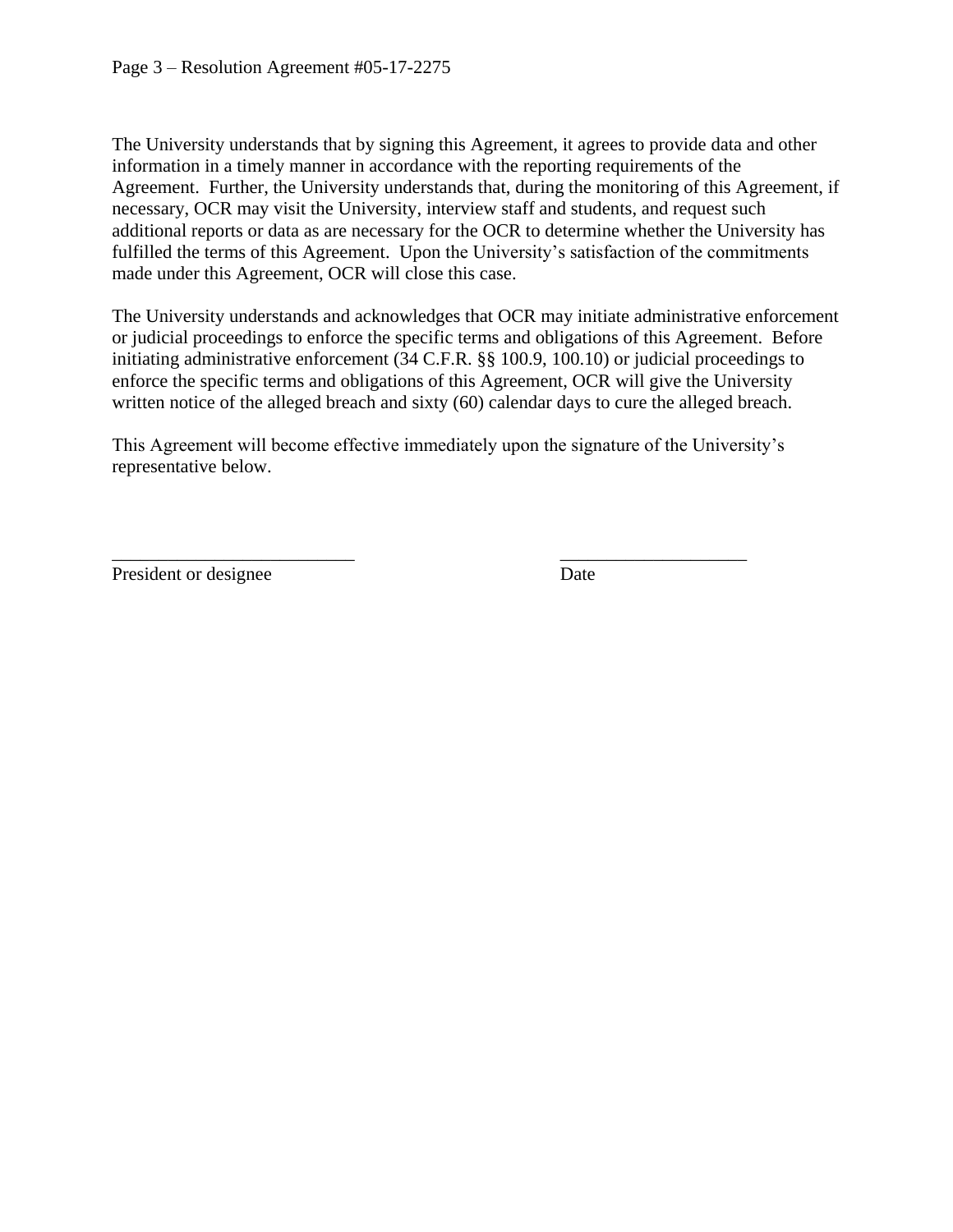The University understands that by signing this Agreement, it agrees to provide data and other information in a timely manner in accordance with the reporting requirements of the Agreement. Further, the University understands that, during the monitoring of this Agreement, if necessary, OCR may visit the University, interview staff and students, and request such additional reports or data as are necessary for the OCR to determine whether the University has fulfilled the terms of this Agreement. Upon the University's satisfaction of the commitments made under this Agreement, OCR will close this case.

The University understands and acknowledges that OCR may initiate administrative enforcement or judicial proceedings to enforce the specific terms and obligations of this Agreement. Before initiating administrative enforcement (34 C.F.R. §§ 100.9, 100.10) or judicial proceedings to enforce the specific terms and obligations of this Agreement, OCR will give the University written notice of the alleged breach and sixty (60) calendar days to cure the alleged breach.

This Agreement will become effective immediately upon the signature of the University's representative below.

__________________________ ____________________
President or designee Date